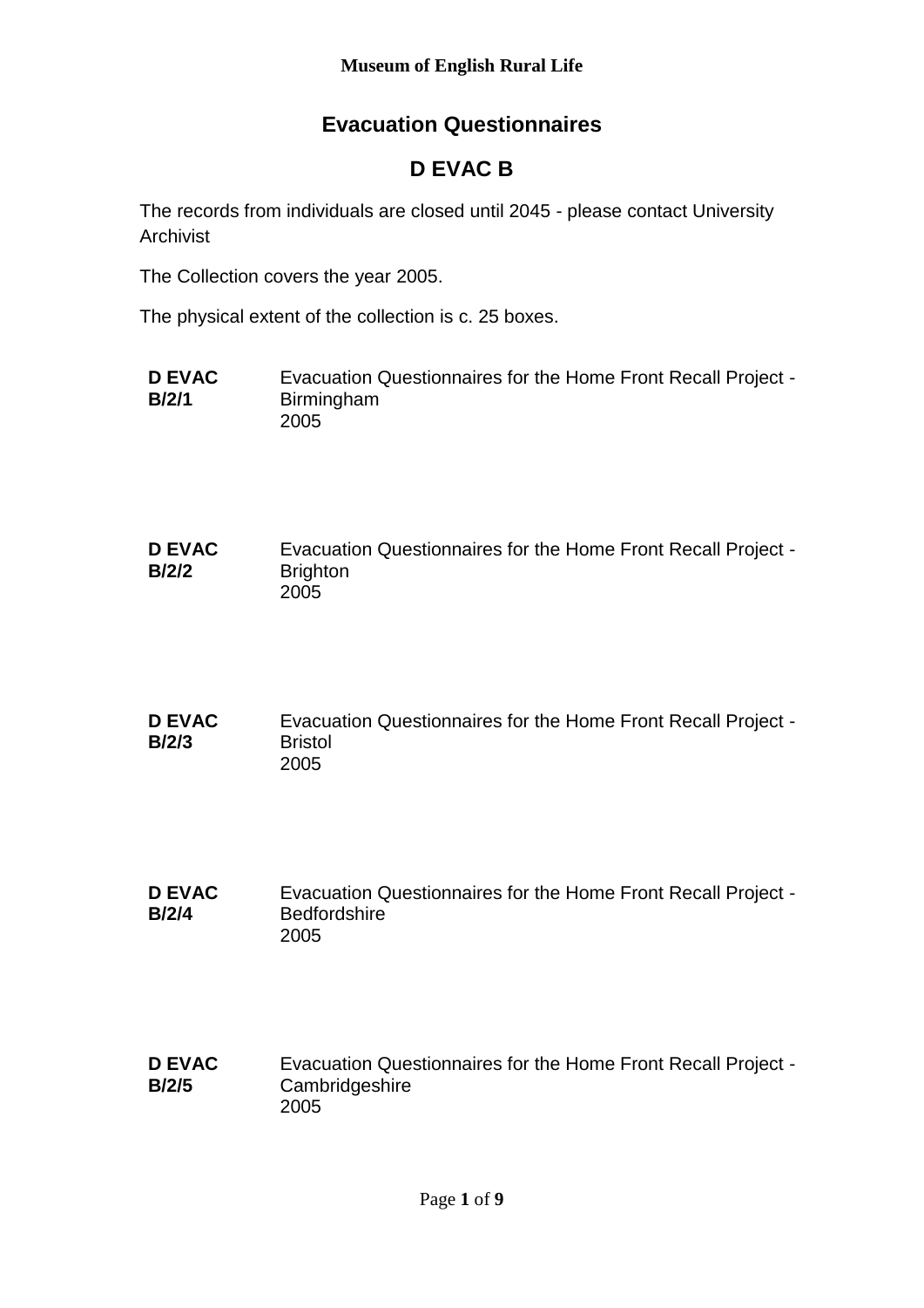# Evacuation Questionnaires

## D EVAC B

The records from individuals are closed until 2045 - please contact University Archivist

The Collection covers the year 2005.

The physical extent of the collection is c. 25 boxes.

| | |
|---|---|
| **D EVAC B/2/1** | Evacuation Questionnaires for the Home Front Recall Project - Birmingham<br>2005 |
| **D EVAC B/2/2** | Evacuation Questionnaires for the Home Front Recall Project - Brighton<br>2005 |
| **D EVAC B/2/3** | Evacuation Questionnaires for the Home Front Recall Project - Bristol<br>2005 |
| **D EVAC B/2/4** | Evacuation Questionnaires for the Home Front Recall Project - Bedfordshire<br>2005 |
| **D EVAC B/2/5** | Evacuation Questionnaires for the Home Front Recall Project - Cambridgeshire<br>2005 |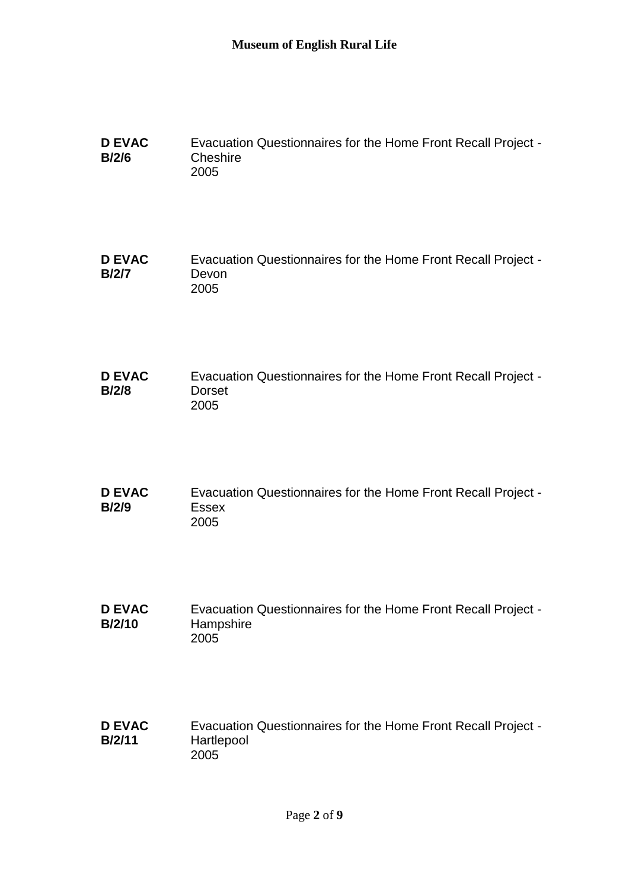**D EVAC B/2/6** Evacuation Questionnaires for the Home Front Recall Project - Cheshire
2005

**D EVAC B/2/7** Evacuation Questionnaires for the Home Front Recall Project - Devon
2005

**D EVAC B/2/8** Evacuation Questionnaires for the Home Front Recall Project - Dorset
2005

**D EVAC B/2/9** Evacuation Questionnaires for the Home Front Recall Project - Essex
2005

**D EVAC B/2/10** Evacuation Questionnaires for the Home Front Recall Project - Hampshire
2005

**D EVAC B/2/11** Evacuation Questionnaires for the Home Front Recall Project - Hartlepool
2005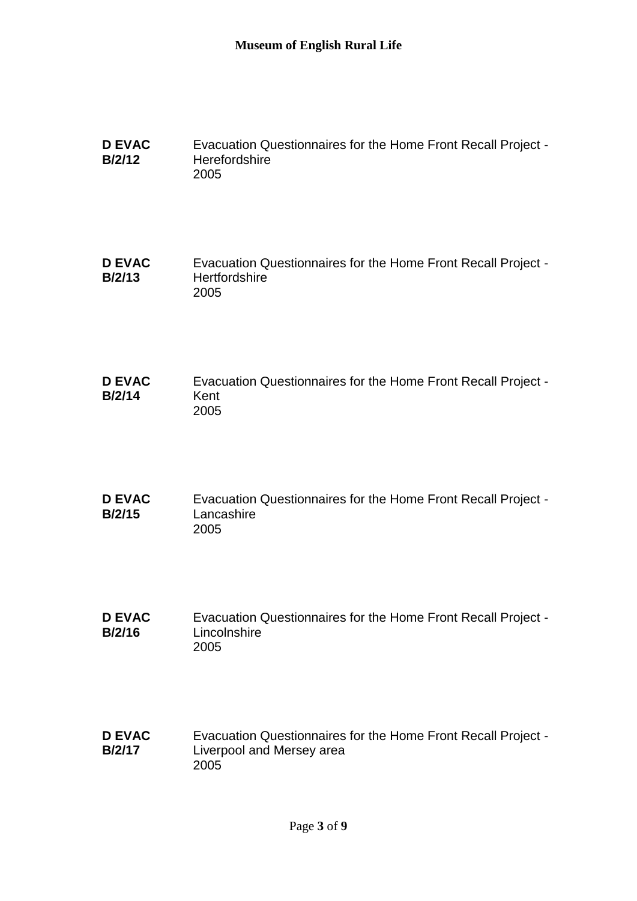**D EVAC B/2/12** Evacuation Questionnaires for the Home Front Recall Project - Herefordshire
2005

**D EVAC B/2/13** Evacuation Questionnaires for the Home Front Recall Project - Hertfordshire
2005

**D EVAC B/2/14** Evacuation Questionnaires for the Home Front Recall Project - Kent
2005

**D EVAC B/2/15** Evacuation Questionnaires for the Home Front Recall Project - Lancashire
2005

**D EVAC B/2/16** Evacuation Questionnaires for the Home Front Recall Project - Lincolnshire
2005

**D EVAC B/2/17** Evacuation Questionnaires for the Home Front Recall Project - Liverpool and Mersey area
2005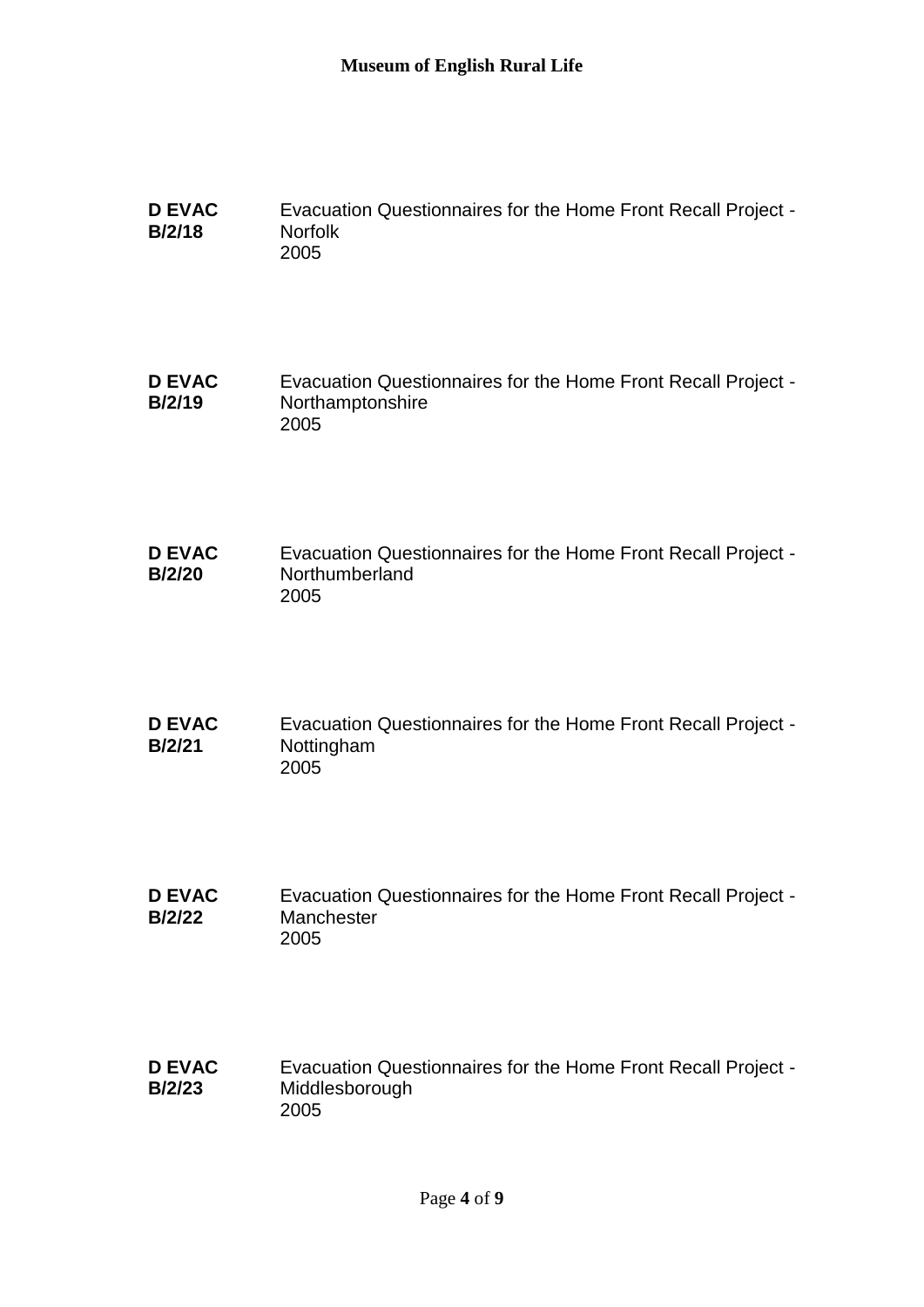**D EVAC B/2/18** Evacuation Questionnaires for the Home Front Recall Project - Norfolk
2005

**D EVAC B/2/19** Evacuation Questionnaires for the Home Front Recall Project - Northamptonshire
2005

**D EVAC B/2/20** Evacuation Questionnaires for the Home Front Recall Project - Northumberland
2005

**D EVAC B/2/21** Evacuation Questionnaires for the Home Front Recall Project - Nottingham
2005

**D EVAC B/2/22** Evacuation Questionnaires for the Home Front Recall Project - Manchester
2005

**D EVAC B/2/23** Evacuation Questionnaires for the Home Front Recall Project - Middlesborough
2005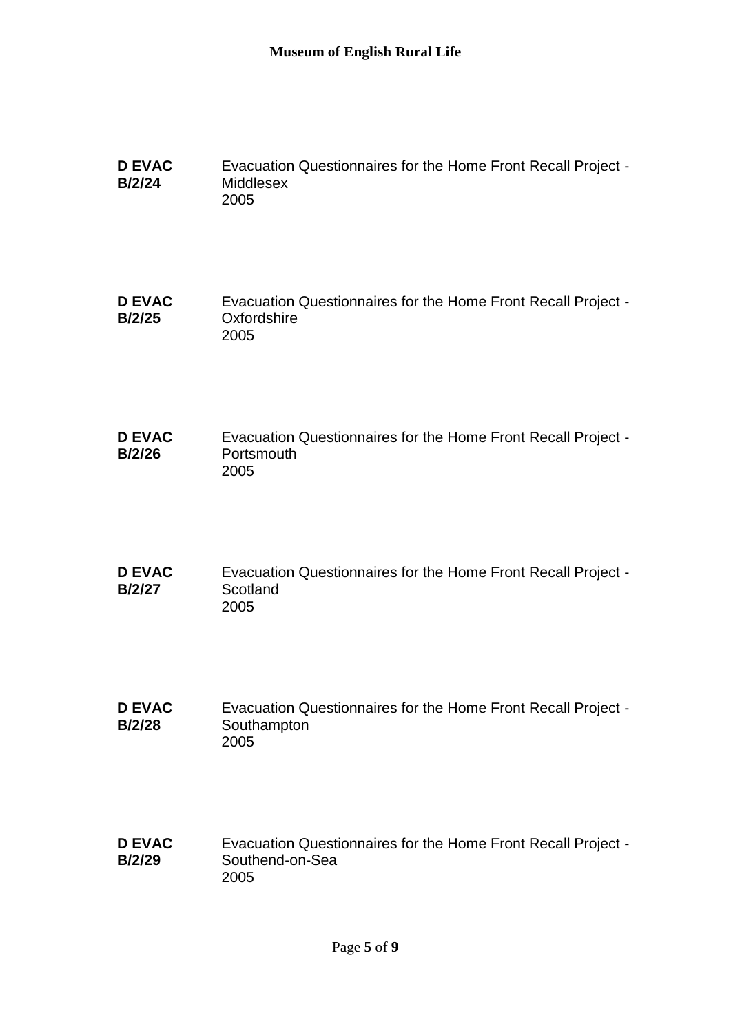**D EVAC B/2/24**

Evacuation Questionnaires for the Home Front Recall Project - Middlesex
2005

**D EVAC B/2/25**

Evacuation Questionnaires for the Home Front Recall Project - Oxfordshire
2005

**D EVAC B/2/26**

Evacuation Questionnaires for the Home Front Recall Project - Portsmouth
2005

**D EVAC B/2/27**

Evacuation Questionnaires for the Home Front Recall Project - Scotland
2005

**D EVAC B/2/28**

Evacuation Questionnaires for the Home Front Recall Project - Southampton
2005

**D EVAC B/2/29**

Evacuation Questionnaires for the Home Front Recall Project - Southend-on-Sea
2005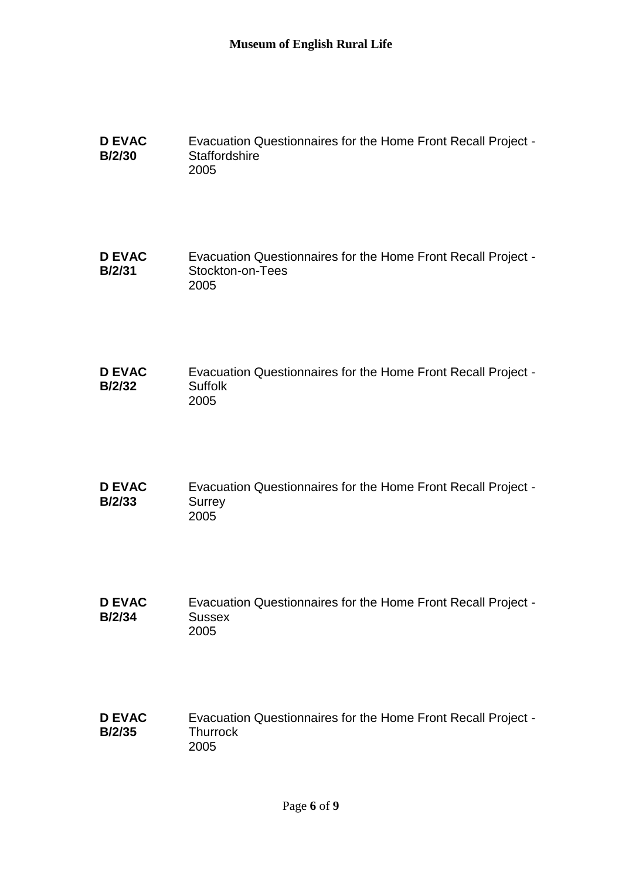**D EVAC B/2/30** Evacuation Questionnaires for the Home Front Recall Project - Staffordshire
2005

**D EVAC B/2/31** Evacuation Questionnaires for the Home Front Recall Project - Stockton-on-Tees
2005

**D EVAC B/2/32** Evacuation Questionnaires for the Home Front Recall Project - Suffolk
2005

**D EVAC B/2/33** Evacuation Questionnaires for the Home Front Recall Project - Surrey
2005

**D EVAC B/2/34** Evacuation Questionnaires for the Home Front Recall Project - Sussex
2005

**D EVAC B/2/35** Evacuation Questionnaires for the Home Front Recall Project - Thurrock
2005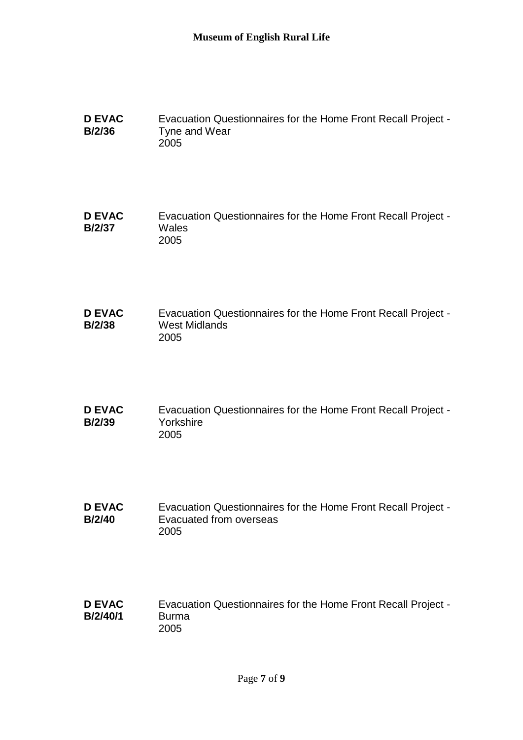**D EVAC B/2/36**
Evacuation Questionnaires for the Home Front Recall Project - Tyne and Wear
2005

**D EVAC B/2/37**
Evacuation Questionnaires for the Home Front Recall Project - Wales
2005

**D EVAC B/2/38**
Evacuation Questionnaires for the Home Front Recall Project - West Midlands
2005

**D EVAC B/2/39**
Evacuation Questionnaires for the Home Front Recall Project - Yorkshire
2005

**D EVAC B/2/40**
Evacuation Questionnaires for the Home Front Recall Project - Evacuated from overseas
2005

**D EVAC B/2/40/1**
Evacuation Questionnaires for the Home Front Recall Project - Burma
2005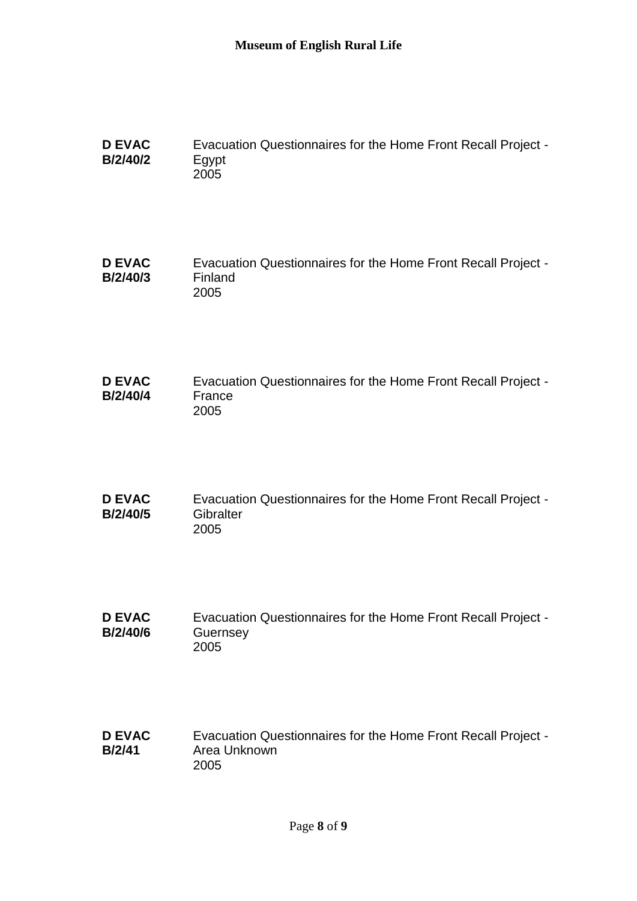| | |
|---|---|
| **D EVAC B/2/40/2** | Evacuation Questionnaires for the Home Front Recall Project - Egypt<br>2005 |
| **D EVAC B/2/40/3** | Evacuation Questionnaires for the Home Front Recall Project - Finland<br>2005 |
| **D EVAC B/2/40/4** | Evacuation Questionnaires for the Home Front Recall Project - France<br>2005 |
| **D EVAC B/2/40/5** | Evacuation Questionnaires for the Home Front Recall Project - Gibralter<br>2005 |
| **D EVAC B/2/40/6** | Evacuation Questionnaires for the Home Front Recall Project - Guernsey<br>2005 |
| **D EVAC B/2/41** | Evacuation Questionnaires for the Home Front Recall Project - Area Unknown<br>2005 |